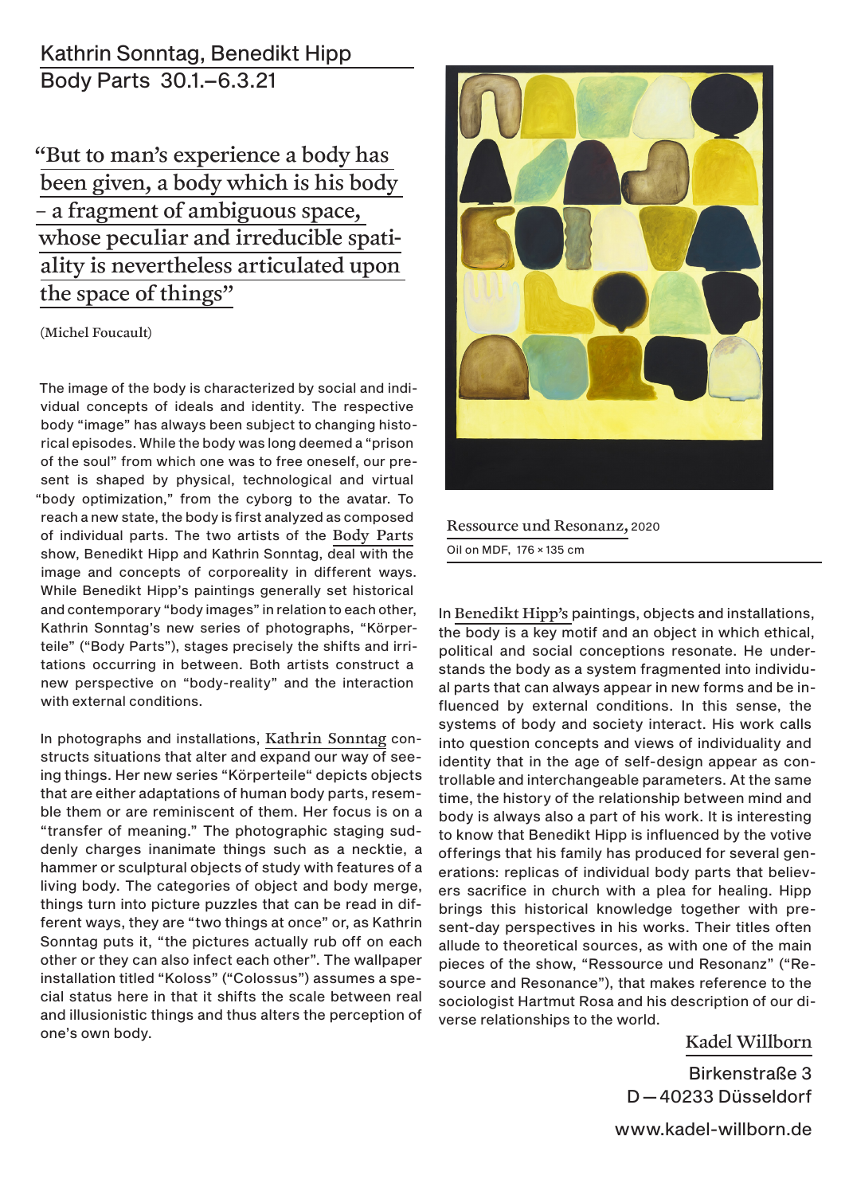# Kathrin Sonntag, Benedikt Hipp

## Body Parts 30.1.–6.3.21

"But to man's experience a body has been given, a body which is his body – a fragment of ambiguous space, whose peculiar and irreducible spatiality is nevertheless articulated upon the space of things"

(Michel Foucault)

The image of the body is characterized by social and individual concepts of ideals and identity. The respective body "image" has always been subject to changing historical episodes. While the body was long deemed a "prison of the soul" from which one was to free oneself, our present is shaped by physical, technological and virtual "body optimization," from the cyborg to the avatar. To reach a new state, the body is first analyzed as composed of individual parts. The two artists of the Body Parts show, Benedikt Hipp and Kathrin Sonntag, deal with the image and concepts of corporeality in different ways. While Benedikt Hipp's paintings generally set historical and contemporary "body images" in relation to each other, Kathrin Sonntag's new series of photographs, "Körperteile" ("Body Parts"), stages precisely the shifts and irritations occurring in between. Both artists construct a new perspective on "body-reality" and the interaction with external conditions.

In photographs and installations, Kathrin Sonntag constructs situations that alter and expand our way of seeing things. Her new series "Körperteile" depicts objects that are either adaptations of human body parts, resemble them or are reminiscent of them. Her focus is on a "transfer of meaning." The photographic staging suddenly charges inanimate things such as a necktie, a hammer or sculptural objects of study with features of a living body. The categories of object and body merge, things turn into picture puzzles that can be read in different ways, they are "two things at once" or, as Kathrin Sonntag puts it, "the pictures actually rub off on each other or they can also infect each other". The wallpaper installation titled "Koloss" ("Colossus") assumes a special status here in that it shifts the scale between real and illusionistic things and thus alters the perception of one's own body.

Ressource und Resonanz, 2020

Oil on MDF, 176 × 135 cm

In Benedikt Hipp's paintings, objects and installations, the body is a key motif and an object in which ethical, political and social conceptions resonate. He understands the body as a system fragmented into individual parts that can always appear in new forms and be influenced by external conditions. In this sense, the systems of body and society interact. His work calls into question concepts and views of individuality and identity that in the age of self-design appear as controllable and interchangeable parameters. At the same time, the history of the relationship between mind and body is always also a part of his work. It is interesting to know that Benedikt Hipp is influenced by the votive offerings that his family has produced for several generations: replicas of individual body parts that believers sacrifice in church with a plea for healing. Hipp brings this historical knowledge together with present-day perspectives in his works. Their titles often allude to theoretical sources, as with one of the main pieces of the show, "Ressource und Resonanz" ("Resource and Resonance"), that makes reference to the sociologist Hartmut Rosa and his description of our diverse relationships to the world.

Kadel Willborn

Birkenstraße 3
D — 40233 Düsseldorf

www.kadel-willborn.de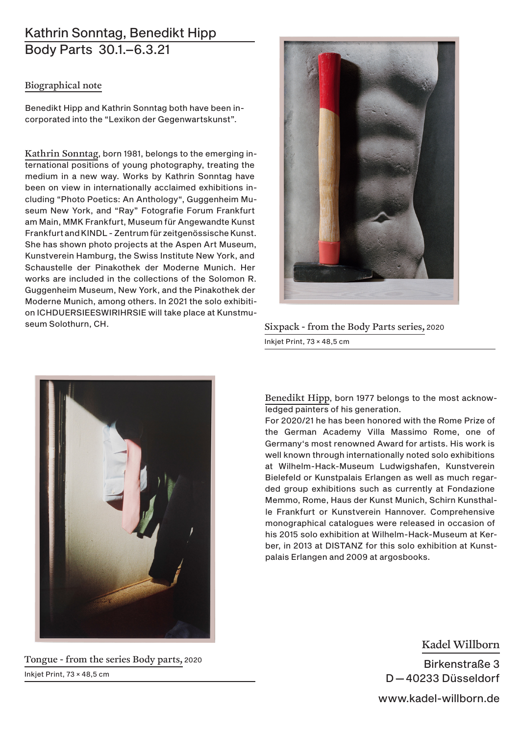# Kathrin Sonntag, Benedikt Hipp

## Body Parts 30.1.–6.3.21

### Biographical note

Benedikt Hipp and Kathrin Sonntag both have been incorporated into the “Lexikon der Gegenwartskunst”.

Kathrin Sonntag, born 1981, belongs to the emerging international positions of young photography, treating the medium in a new way. Works by Kathrin Sonntag have been on view in internationally acclaimed exhibitions including “Photo Poetics: An Anthology“, Guggenheim Museum New York, and “Ray” Fotografie Forum Frankfurt am Main, MMK Frankfurt, Museum für Angewandte Kunst Frankfurt and KINDL - Zentrum für zeitgenössische Kunst. She has shown photo projects at the Aspen Art Museum, Kunstverein Hamburg, the Swiss Institute New York, and Schaustelle der Pinakothek der Moderne Munich. Her works are included in the collections of the Solomon R. Guggenheim Museum, New York, and the Pinakothek der Moderne Munich, among others. In 2021 the solo exhibition ICHDUERSIEESWIRIHRSIE will take place at Kunstmuseum Solothurn, CH.

Sixpack - from the Body Parts series, 2020
Inkjet Print, 73 × 48,5 cm

Benedikt Hipp, born 1977 belongs to the most acknowledged painters of his generation.
For 2020/21 he has been honored with the Rome Prize of the German Academy Villa Massimo Rome, one of Germany‘s most renowned Award for artists. His work is well known through internationally noted solo exhibitions at Wilhelm-Hack-Museum Ludwigshafen, Kunstverein Bielefeld or Kunstpalais Erlangen as well as much regarded group exhibitions such as currently at Fondazione Memmo, Rome, Haus der Kunst Munich, Schirn Kunsthalle Frankfurt or Kunstverein Hannover. Comprehensive monographical catalogues were released in occasion of his 2015 solo exhibition at Wilhelm-Hack-Museum at Kerber, in 2013 at DISTANZ for this solo exhibition at Kunstpalais Erlangen and 2009 at argosbooks.

Tongue - from the series Body parts, 2020
Inkjet Print, 73 × 48,5 cm

Kadel Willborn
Birkenstraße 3
D — 40233 Düsseldorf
www.kadel-willborn.de